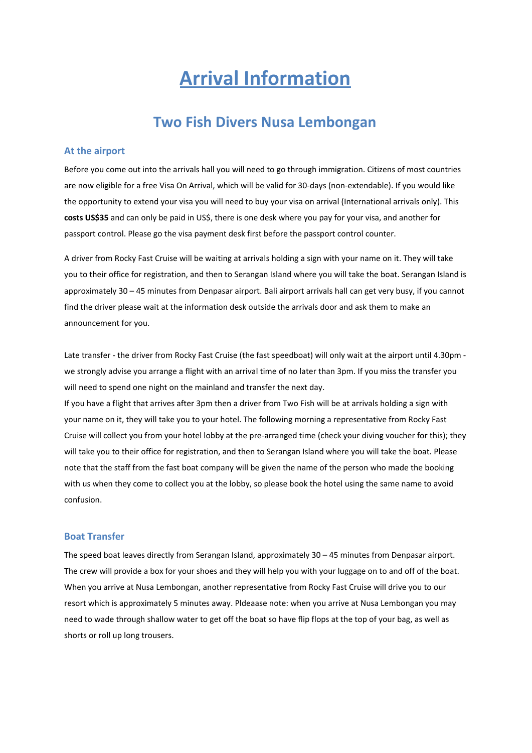# Arrival Information

## Two Fish Divers Nusa Lembongan

### At the airport

Before you come out into the arrivals hall you will need to go through immigration. Citizens of most countries are now eligible for a free Visa On Arrival, which will be valid for 30-days (non-extendable). If you would like the opportunity to extend your visa you will need to buy your visa on arrival (International arrivals only). This **costs US$35** and can only be paid in US$, there is one desk where you pay for your visa, and another for passport control. Please go the visa payment desk first before the passport control counter.

A driver from Rocky Fast Cruise will be waiting at arrivals holding a sign with your name on it. They will take you to their office for registration, and then to Serangan Island where you will take the boat. Serangan Island is approximately 30 – 45 minutes from Denpasar airport. Bali airport arrivals hall can get very busy, if you cannot find the driver please wait at the information desk outside the arrivals door and ask them to make an announcement for you.

Late transfer - the driver from Rocky Fast Cruise (the fast speedboat) will only wait at the airport until 4.30pm - we strongly advise you arrange a flight with an arrival time of no later than 3pm. If you miss the transfer you will need to spend one night on the mainland and transfer the next day.

If you have a flight that arrives after 3pm then a driver from Two Fish will be at arrivals holding a sign with your name on it, they will take you to your hotel. The following morning a representative from Rocky Fast Cruise will collect you from your hotel lobby at the pre-arranged time (check your diving voucher for this); they will take you to their office for registration, and then to Serangan Island where you will take the boat. Please note that the staff from the fast boat company will be given the name of the person who made the booking with us when they come to collect you at the lobby, so please book the hotel using the same name to avoid confusion.

### Boat Transfer

The speed boat leaves directly from Serangan Island, approximately 30 – 45 minutes from Denpasar airport. The crew will provide a box for your shoes and they will help you with your luggage on to and off of the boat. When you arrive at Nusa Lembongan, another representative from Rocky Fast Cruise will drive you to our resort which is approximately 5 minutes away. Pldeaase note: when you arrive at Nusa Lembongan you may need to wade through shallow water to get off the boat so have flip flops at the top of your bag, as well as shorts or roll up long trousers.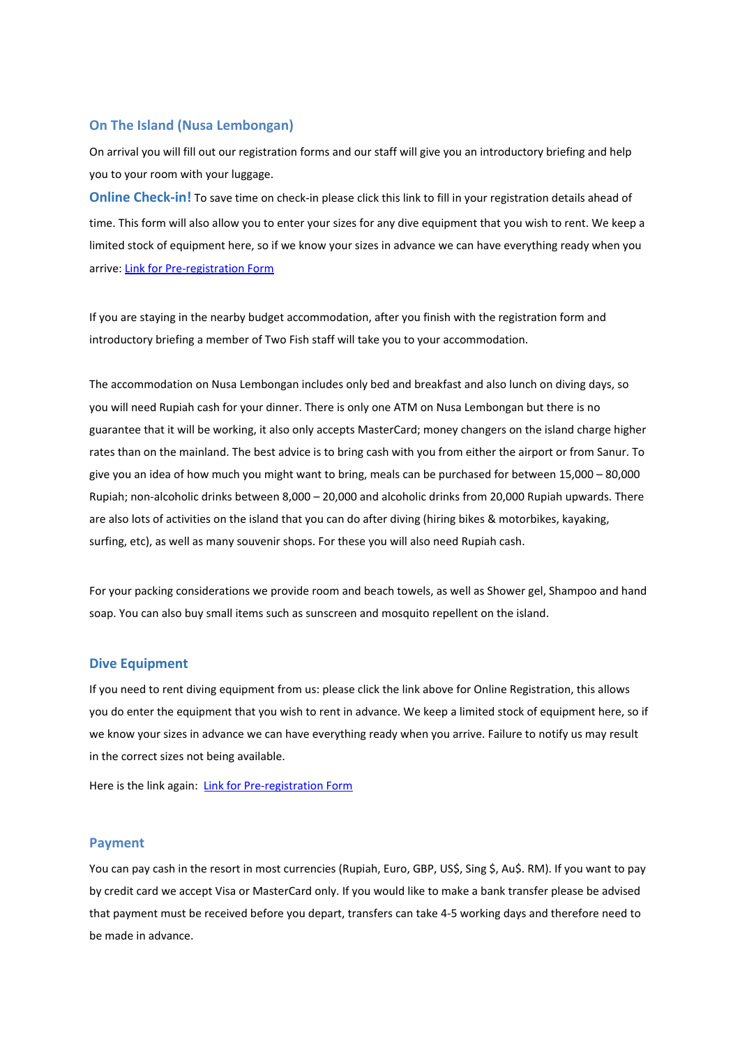## On The Island (Nusa Lembongan)

On arrival you will fill out our registration forms and our staff will give you an introductory briefing and help you to your room with your luggage.

**Online Check-in!** To save time on check-in please click this link to fill in your registration details ahead of time. This form will also allow you to enter your sizes for any dive equipment that you wish to rent. We keep a limited stock of equipment here, so if we know your sizes in advance we can have everything ready when you arrive: Link for Pre-registration Form

If you are staying in the nearby budget accommodation, after you finish with the registration form and introductory briefing a member of Two Fish staff will take you to your accommodation.

The accommodation on Nusa Lembongan includes only bed and breakfast and also lunch on diving days, so you will need Rupiah cash for your dinner. There is only one ATM on Nusa Lembongan but there is no guarantee that it will be working, it also only accepts MasterCard; money changers on the island charge higher rates than on the mainland. The best advice is to bring cash with you from either the airport or from Sanur. To give you an idea of how much you might want to bring, meals can be purchased for between 15,000 – 80,000 Rupiah; non-alcoholic drinks between 8,000 – 20,000 and alcoholic drinks from 20,000 Rupiah upwards. There are also lots of activities on the island that you can do after diving (hiring bikes & motorbikes, kayaking, surfing, etc), as well as many souvenir shops. For these you will also need Rupiah cash.

For your packing considerations we provide room and beach towels, as well as Shower gel, Shampoo and hand soap. You can also buy small items such as sunscreen and mosquito repellent on the island.

## Dive Equipment

If you need to rent diving equipment from us: please click the link above for Online Registration, this allows you do enter the equipment that you wish to rent in advance. We keep a limited stock of equipment here, so if we know your sizes in advance we can have everything ready when you arrive. Failure to notify us may result in the correct sizes not being available.

Here is the link again: Link for Pre-registration Form

## Payment

You can pay cash in the resort in most currencies (Rupiah, Euro, GBP, US$, Sing $, Au$. RM). If you want to pay by credit card we accept Visa or MasterCard only. If you would like to make a bank transfer please be advised that payment must be received before you depart, transfers can take 4-5 working days and therefore need to be made in advance.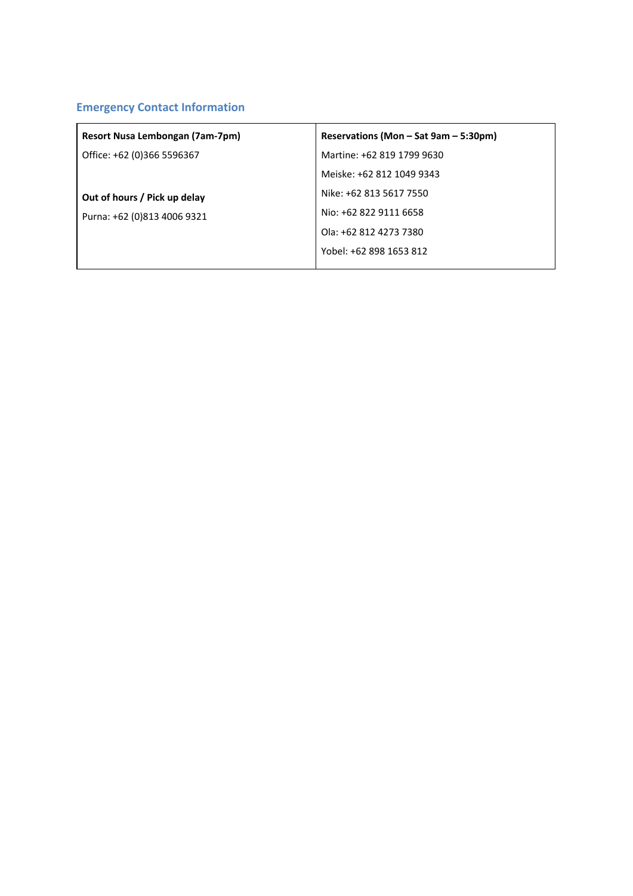## Emergency Contact Information

| | |
|---|---|
| **Resort Nusa Lembongan (7am-7pm)**<br>Office: +62 (0)366 5596367<br><br>**Out of hours / Pick up delay**<br>Purna: +62 (0)813 4006 9321 | **Reservations (Mon – Sat 9am – 5:30pm)**<br>Martine: +62 819 1799 9630<br>Meiske: +62 812 1049 9343<br>Nike: +62 813 5617 7550<br>Nio: +62 822 9111 6658<br>Ola: +62 812 4273 7380<br>Yobel: +62 898 1653 812 |